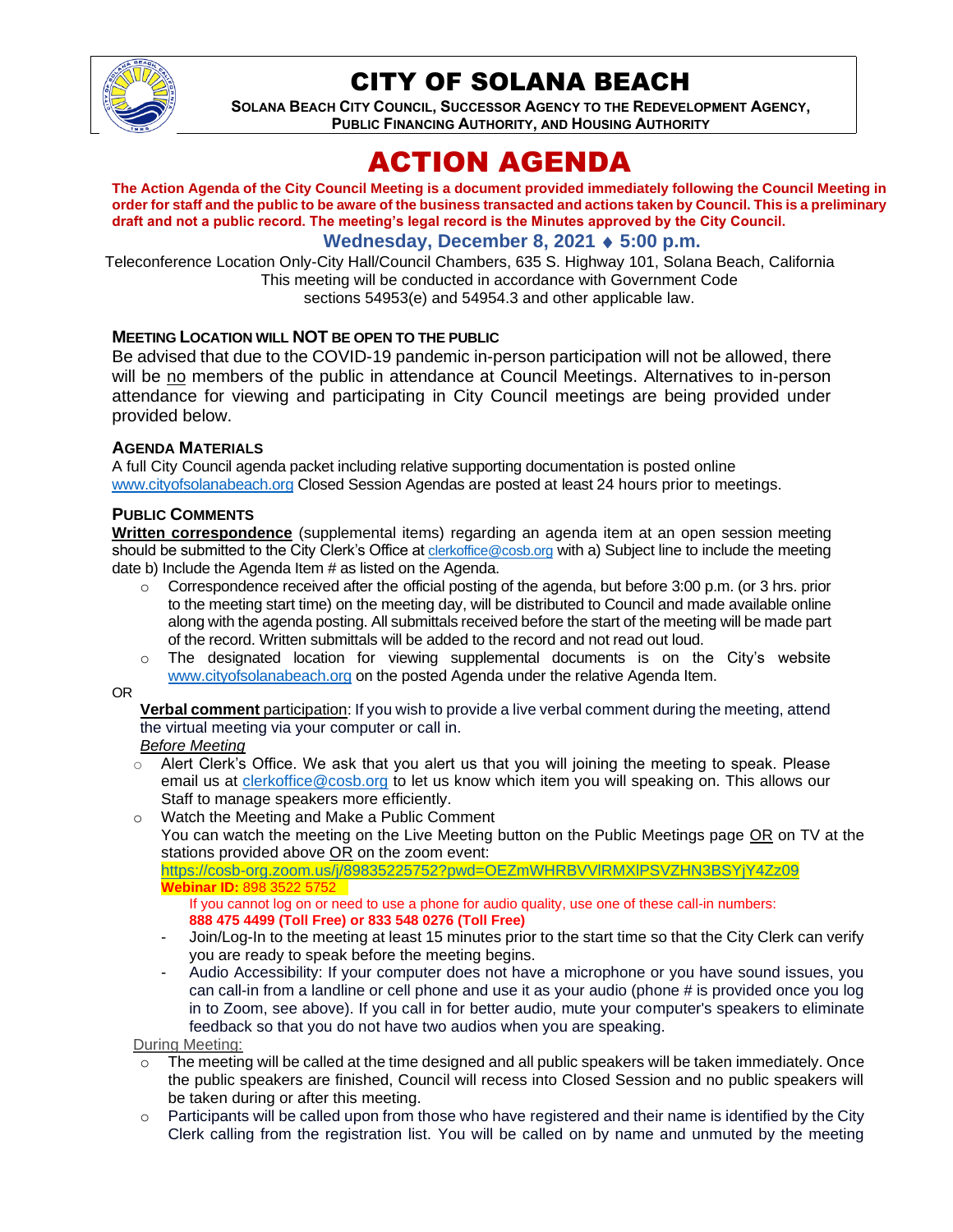# CITY OF SOLANA BEACH

**SOLANA BEACH CITY COUNCIL, SUCCESSOR AGENCY TO THE REDEVELOPMENT AGENCY, PUBLIC FINANCING AUTHORITY, AND HOUSING AUTHORITY**

# ACTION AGENDA

**The Action Agenda of the City Council Meeting is a document provided immediately following the Council Meeting in order for staff and the public to be aware of the business transacted and actions taken by Council. This is a preliminary draft and not a public record. The meeting's legal record is the Minutes approved by the City Council.**

**Wednesday, December 8, 2021 ♦ 5:00 p.m.**

Teleconference Location Only-City Hall/Council Chambers, 635 S. Highway 101, Solana Beach, California
This meeting will be conducted in accordance with Government Code sections 54953(e) and 54954.3 and other applicable law.

### MEETING LOCATION WILL NOT BE OPEN TO THE PUBLIC

Be advised that due to the COVID-19 pandemic in-person participation will not be allowed, there will be no members of the public in attendance at Council Meetings. Alternatives to in-person attendance for viewing and participating in City Council meetings are being provided under provided below.

### AGENDA MATERIALS

A full City Council agenda packet including relative supporting documentation is posted online www.cityofsolanabeach.org Closed Session Agendas are posted at least 24 hours prior to meetings.

### PUBLIC COMMENTS

**Written correspondence** (supplemental items) regarding an agenda item at an open session meeting should be submitted to the City Clerk's Office at clerkoffice@cosb.org with a) Subject line to include the meeting date b) Include the Agenda Item # as listed on the Agenda.

- Correspondence received after the official posting of the agenda, but before 3:00 p.m. (or 3 hrs. prior to the meeting start time) on the meeting day, will be distributed to Council and made available online along with the agenda posting. All submittals received before the start of the meeting will be made part of the record. Written submittals will be added to the record and not read out loud.
- The designated location for viewing supplemental documents is on the City's website www.cityofsolanabeach.org on the posted Agenda under the relative Agenda Item.

OR

**Verbal comment** participation: If you wish to provide a live verbal comment during the meeting, attend the virtual meeting via your computer or call in.

*Before Meeting*

- Alert Clerk's Office. We ask that you alert us that you will joining the meeting to speak. Please email us at clerkoffice@cosb.org to let us know which item you will speaking on. This allows our Staff to manage speakers more efficiently.
- Watch the Meeting and Make a Public Comment
  You can watch the meeting on the Live Meeting button on the Public Meetings page OR on TV at the stations provided above OR on the zoom event:
  https://cosb-org.zoom.us/j/89835225752?pwd=OEZmWHRBVVlRMXlPSVZHN3BSYjY4Zz09
  **Webinar ID:** 898 3522 5752
  If you cannot log on or need to use a phone for audio quality, use one of these call-in numbers:
  **888 475 4499 (Toll Free) or 833 548 0276 (Toll Free)**
  - Join/Log-In to the meeting at least 15 minutes prior to the start time so that the City Clerk can verify you are ready to speak before the meeting begins.
  - Audio Accessibility: If your computer does not have a microphone or you have sound issues, you can call-in from a landline or cell phone and use it as your audio (phone # is provided once you log in to Zoom, see above). If you call in for better audio, mute your computer's speakers to eliminate feedback so that you do not have two audios when you are speaking.

During Meeting:

- The meeting will be called at the time designed and all public speakers will be taken immediately. Once the public speakers are finished, Council will recess into Closed Session and no public speakers will be taken during or after this meeting.
- Participants will be called upon from those who have registered and their name is identified by the City Clerk calling from the registration list. You will be called on by name and unmuted by the meeting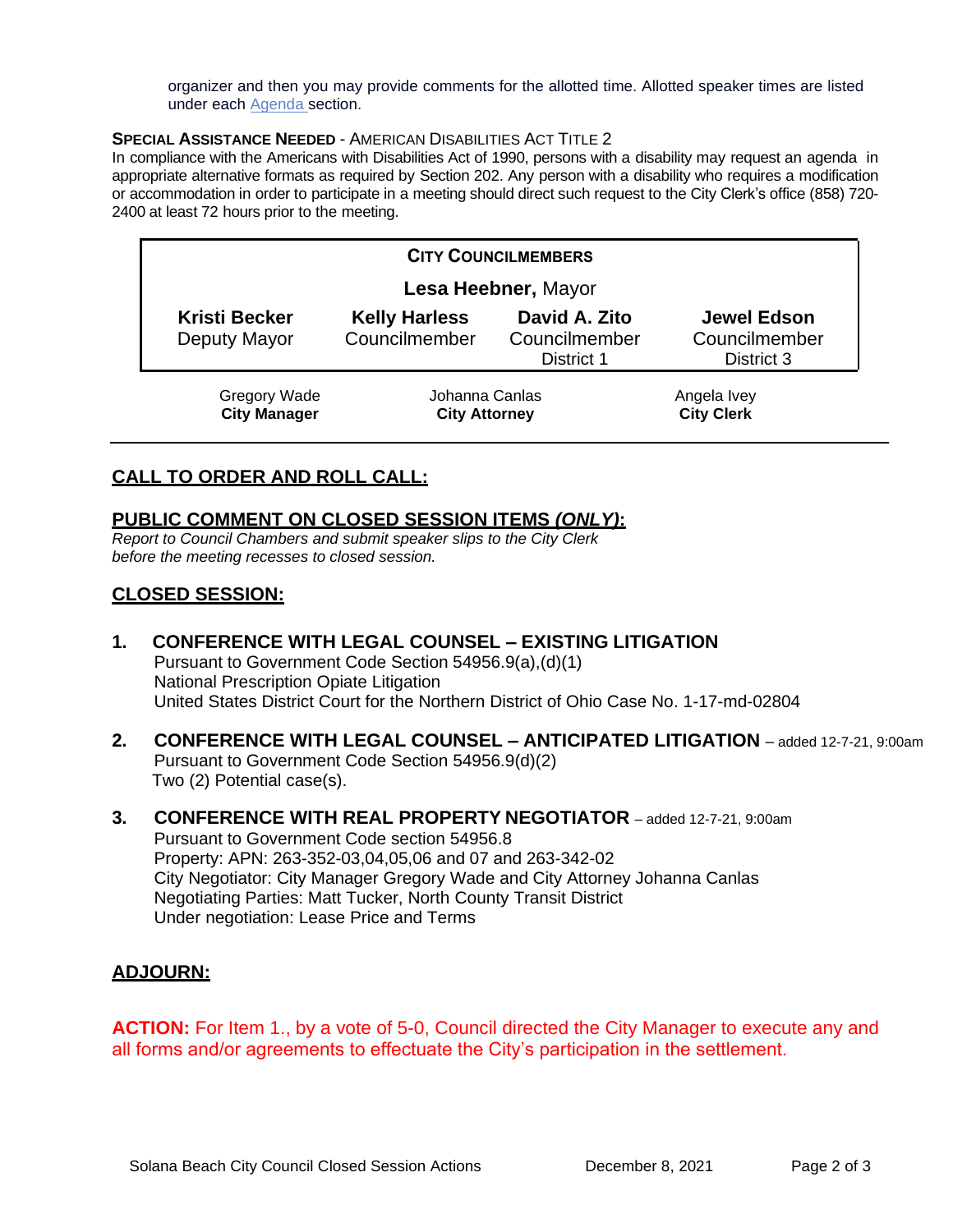organizer and then you may provide comments for the allotted time. Allotted speaker times are listed under each Agenda section.

**SPECIAL ASSISTANCE NEEDED** - AMERICAN DISABILITIES ACT TITLE 2

In compliance with the Americans with Disabilities Act of 1990, persons with a disability may request an agenda in appropriate alternative formats as required by Section 202. Any person with a disability who requires a modification or accommodation in order to participate in a meeting should direct such request to the City Clerk's office (858) 720-2400 at least 72 hours prior to the meeting.

| **CITY COUNCILMEMBERS** | | | |
|---|---|---|---|
| | **Lesa Heebner,** Mayor | | |
| **Kristi Becker** Deputy Mayor | **Kelly Harless** Councilmember | **David A. Zito** Councilmember District 1 | **Jewel Edson** Councilmember District 3 |

| Gregory Wade **City Manager** | Johanna Canlas **City Attorney** | Angela Ivey **City Clerk** |
|---|---|---|

## CALL TO ORDER AND ROLL CALL:

## PUBLIC COMMENT ON CLOSED SESSION ITEMS *(ONLY)*:

*Report to Council Chambers and submit speaker slips to the City Clerk before the meeting recesses to closed session.*

## CLOSED SESSION:

**1. CONFERENCE WITH LEGAL COUNSEL – EXISTING LITIGATION**
Pursuant to Government Code Section 54956.9(a),(d)(1)
National Prescription Opiate Litigation
United States District Court for the Northern District of Ohio Case No. 1-17-md-02804

**2. CONFERENCE WITH LEGAL COUNSEL – ANTICIPATED LITIGATION** – added 12-7-21, 9:00am
Pursuant to Government Code Section 54956.9(d)(2)
Two (2) Potential case(s).

**3. CONFERENCE WITH REAL PROPERTY NEGOTIATOR** – added 12-7-21, 9:00am
Pursuant to Government Code section 54956.8
Property: APN: 263-352-03,04,05,06 and 07 and 263-342-02
City Negotiator: City Manager Gregory Wade and City Attorney Johanna Canlas
Negotiating Parties: Matt Tucker, North County Transit District
Under negotiation: Lease Price and Terms

## ADJOURN:

**ACTION:** For Item 1., by a vote of 5-0, Council directed the City Manager to execute any and all forms and/or agreements to effectuate the City's participation in the settlement.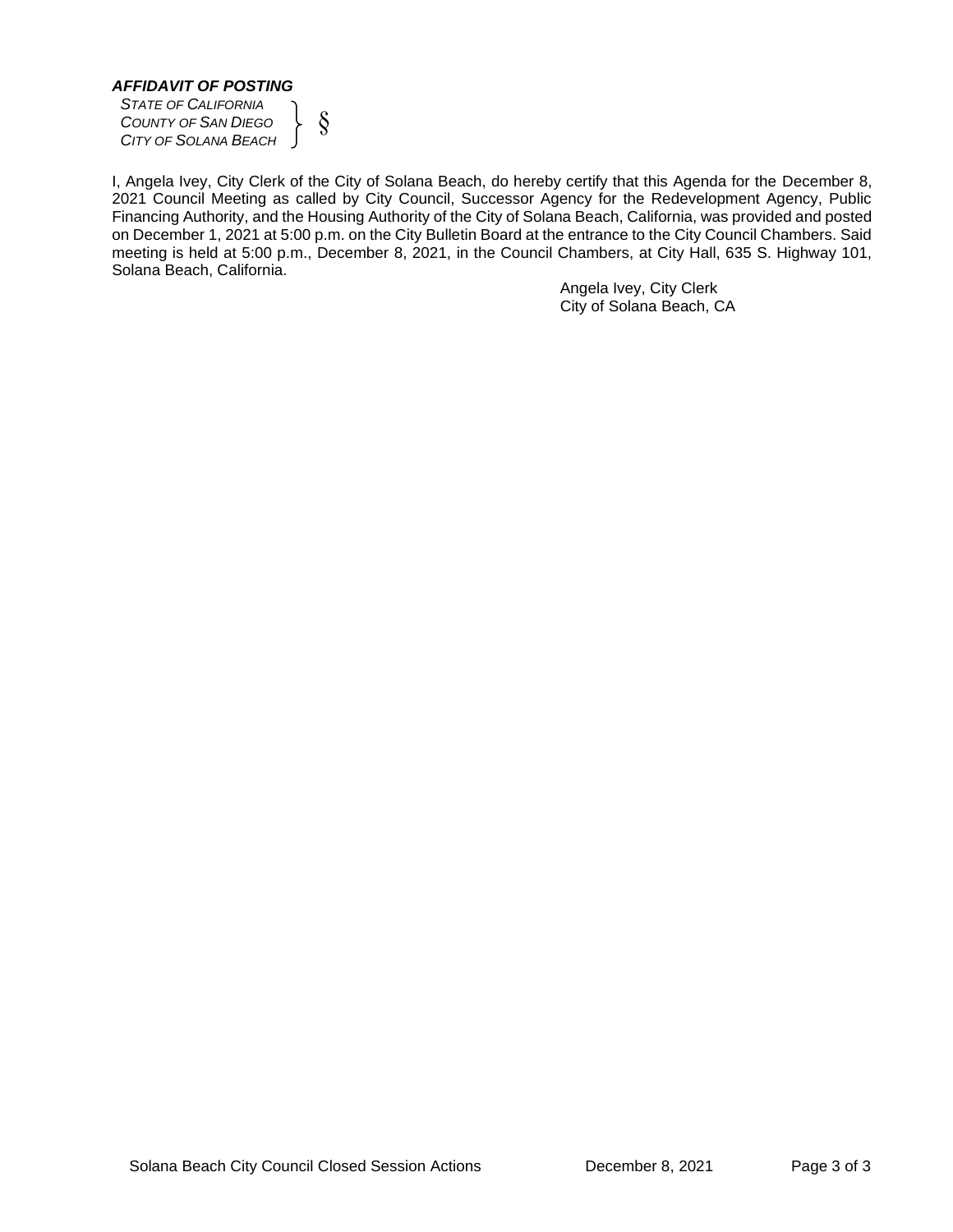***AFFIDAVIT OF POSTING***

*STATE OF CALIFORNIA*
*COUNTY OF SAN DIEGO* } §
*CITY OF SOLANA BEACH*

I, Angela Ivey, City Clerk of the City of Solana Beach, do hereby certify that this Agenda for the December 8, 2021 Council Meeting as called by City Council, Successor Agency for the Redevelopment Agency, Public Financing Authority, and the Housing Authority of the City of Solana Beach, California, was provided and posted on December 1, 2021 at 5:00 p.m. on the City Bulletin Board at the entrance to the City Council Chambers. Said meeting is held at 5:00 p.m., December 8, 2021, in the Council Chambers, at City Hall, 635 S. Highway 101, Solana Beach, California.

Angela Ivey, City Clerk
City of Solana Beach, CA